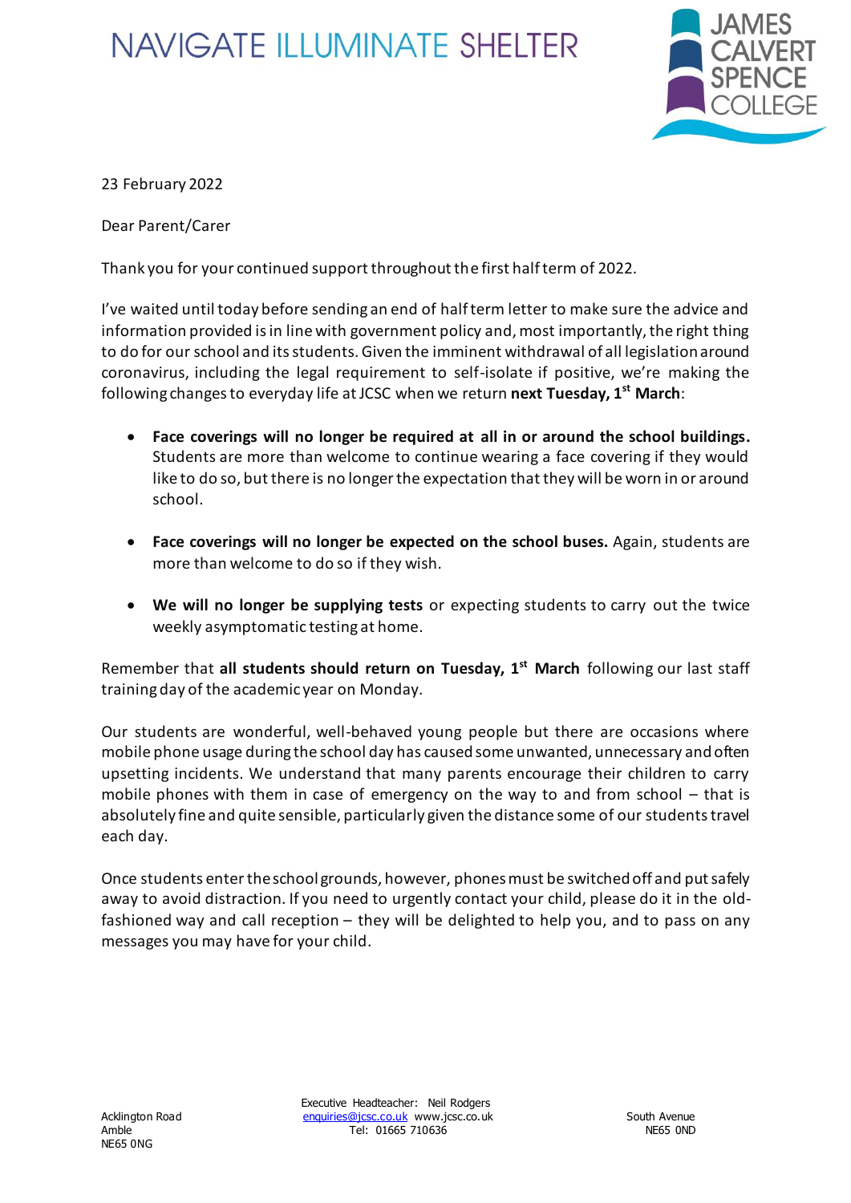NAVIGATE ILLUMINATE SHELTER

JAMES CALVERT SPENCE COLLEGE

23 February 2022

Dear Parent/Carer

Thank you for your continued support throughout the first half term of 2022.

I've waited until today before sending an end of half term letter to make sure the advice and information provided is in line with government policy and, most importantly, the right thing to do for our school and its students. Given the imminent withdrawal of all legislation around coronavirus, including the legal requirement to self-isolate if positive, we're making the following changes to everyday life at JCSC when we return **next Tuesday, 1st March**:

- **Face coverings will no longer be required at all in or around the school buildings.** Students are more than welcome to continue wearing a face covering if they would like to do so, but there is no longer the expectation that they will be worn in or around school.
- **Face coverings will no longer be expected on the school buses.** Again, students are more than welcome to do so if they wish.
- **We will no longer be supplying tests** or expecting students to carry out the twice weekly asymptomatic testing at home.

Remember that **all students should return on Tuesday, 1st March** following our last staff training day of the academic year on Monday.

Our students are wonderful, well-behaved young people but there are occasions where mobile phone usage during the school day has caused some unwanted, unnecessary and often upsetting incidents. We understand that many parents encourage their children to carry mobile phones with them in case of emergency on the way to and from school – that is absolutely fine and quite sensible, particularly given the distance some of our students travel each day.

Once students enter the school grounds, however, phones must be switched off and put safely away to avoid distraction. If you need to urgently contact your child, please do it in the old-fashioned way and call reception – they will be delighted to help you, and to pass on any messages you may have for your child.

Acklington Road
Amble
NE65 0NG

Executive Headteacher: Neil Rodgers
enquiries@jcsc.co.uk www.jcsc.co.uk
Tel: 01665 710636

South Avenue
NE65 0ND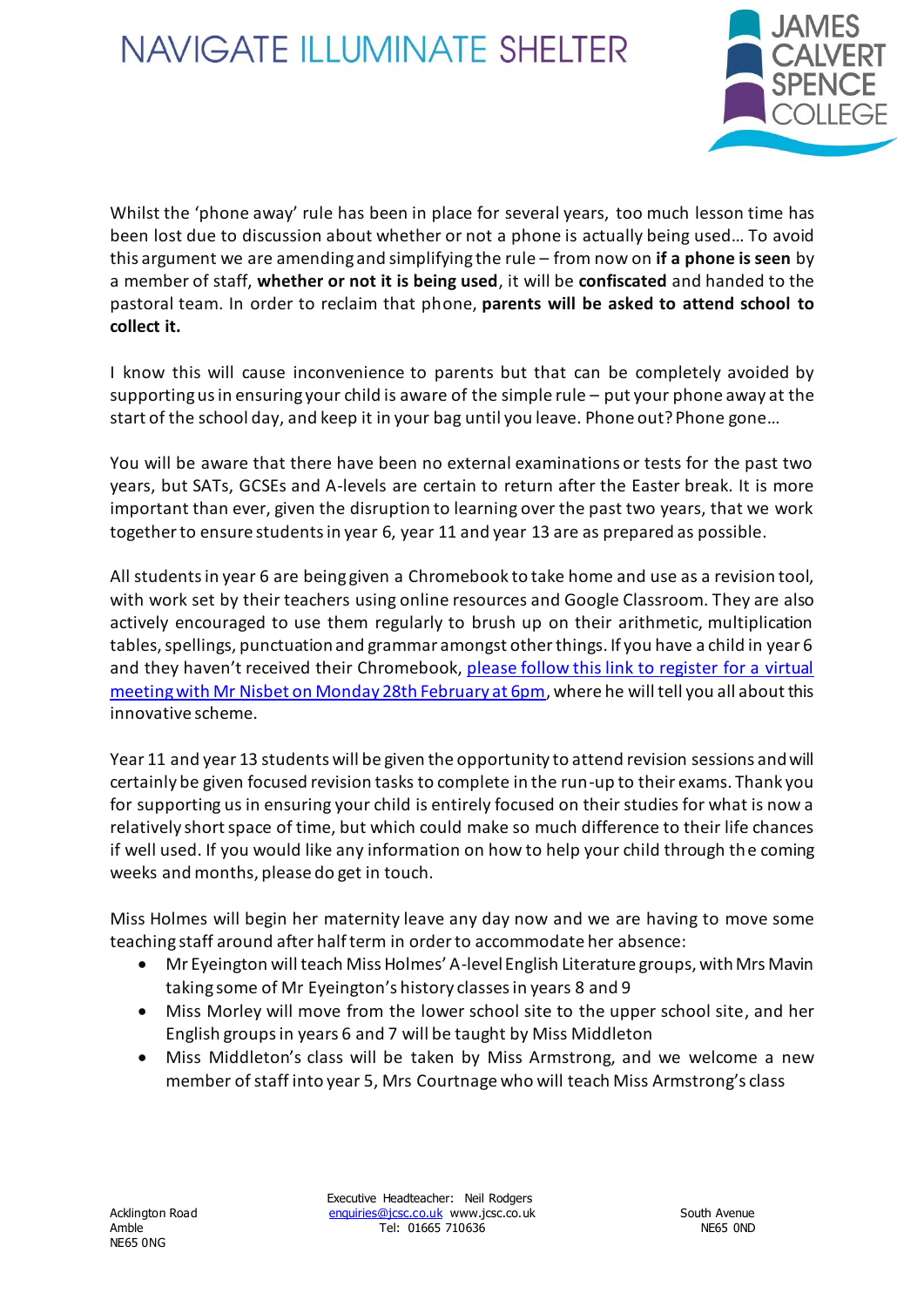Whilst the 'phone away' rule has been in place for several years, too much lesson time has been lost due to discussion about whether or not a phone is actually being used… To avoid this argument we are amending and simplifying the rule – from now on **if a phone is seen** by a member of staff, **whether or not it is being used**, it will be **confiscated** and handed to the pastoral team. In order to reclaim that phone, **parents will be asked to attend school to collect it.**

I know this will cause inconvenience to parents but that can be completely avoided by supporting us in ensuring your child is aware of the simple rule – put your phone away at the start of the school day, and keep it in your bag until you leave. Phone out? Phone gone…

You will be aware that there have been no external examinations or tests for the past two years, but SATs, GCSEs and A-levels are certain to return after the Easter break. It is more important than ever, given the disruption to learning over the past two years, that we work together to ensure students in year 6, year 11 and year 13 are as prepared as possible.

All students in year 6 are being given a Chromebook to take home and use as a revision tool, with work set by their teachers using online resources and Google Classroom. They are also actively encouraged to use them regularly to brush up on their arithmetic, multiplication tables, spellings, punctuation and grammar amongst other things. If you have a child in year 6 and they haven't received their Chromebook, please follow this link to register for a virtual meeting with Mr Nisbet on Monday 28th February at 6pm, where he will tell you all about this innovative scheme.

Year 11 and year 13 students will be given the opportunity to attend revision sessions and will certainly be given focused revision tasks to complete in the run-up to their exams. Thank you for supporting us in ensuring your child is entirely focused on their studies for what is now a relatively short space of time, but which could make so much difference to their life chances if well used. If you would like any information on how to help your child through the coming weeks and months, please do get in touch.

Miss Holmes will begin her maternity leave any day now and we are having to move some teaching staff around after half term in order to accommodate her absence:

- Mr Eyeington will teach Miss Holmes' A-level English Literature groups, with Mrs Mavin taking some of Mr Eyeington's history classes in years 8 and 9
- Miss Morley will move from the lower school site to the upper school site, and her English groups in years 6 and 7 will be taught by Miss Middleton
- Miss Middleton's class will be taken by Miss Armstrong, and we welcome a new member of staff into year 5, Mrs Courtnage who will teach Miss Armstrong's class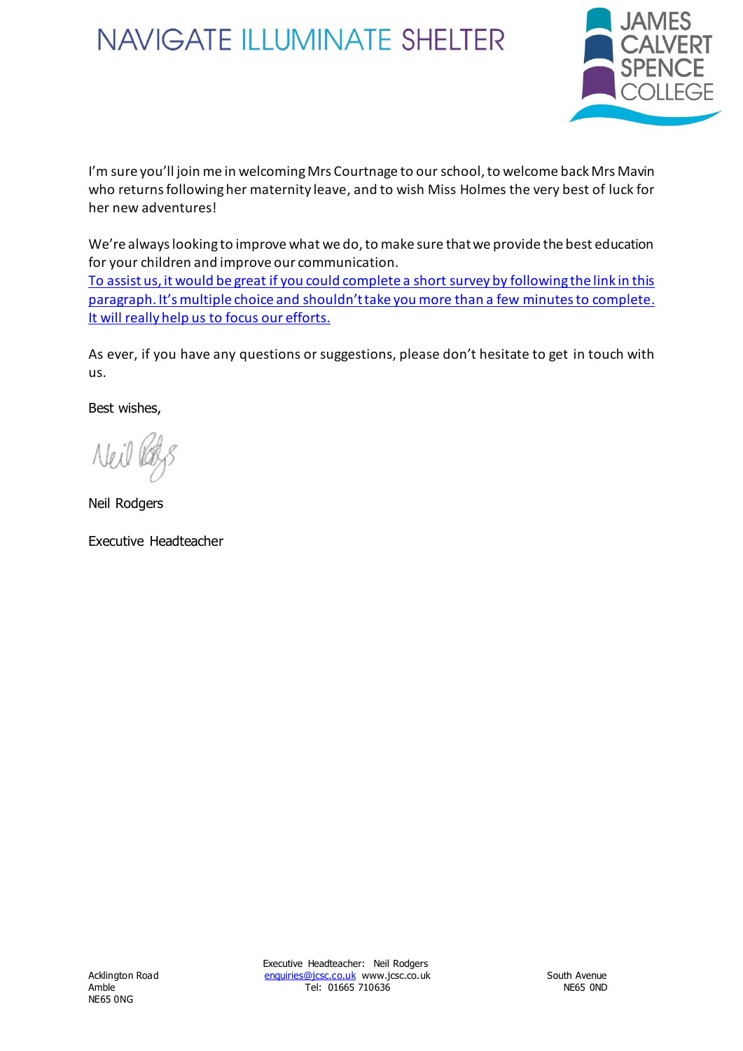I'm sure you'll join me in welcoming Mrs Courtnage to our school, to welcome back Mrs Mavin who returns following her maternity leave, and to wish Miss Holmes the very best of luck for her new adventures!

We're always looking to improve what we do, to make sure that we provide the best education for your children and improve our communication.
To assist us, it would be great if you could complete a short survey by following the link in this paragraph. It's multiple choice and shouldn't take you more than a few minutes to complete. It will really help us to focus our efforts.

As ever, if you have any questions or suggestions, please don't hesitate to get in touch with us.

Best wishes,

Neil Rodgers

Executive Headteacher